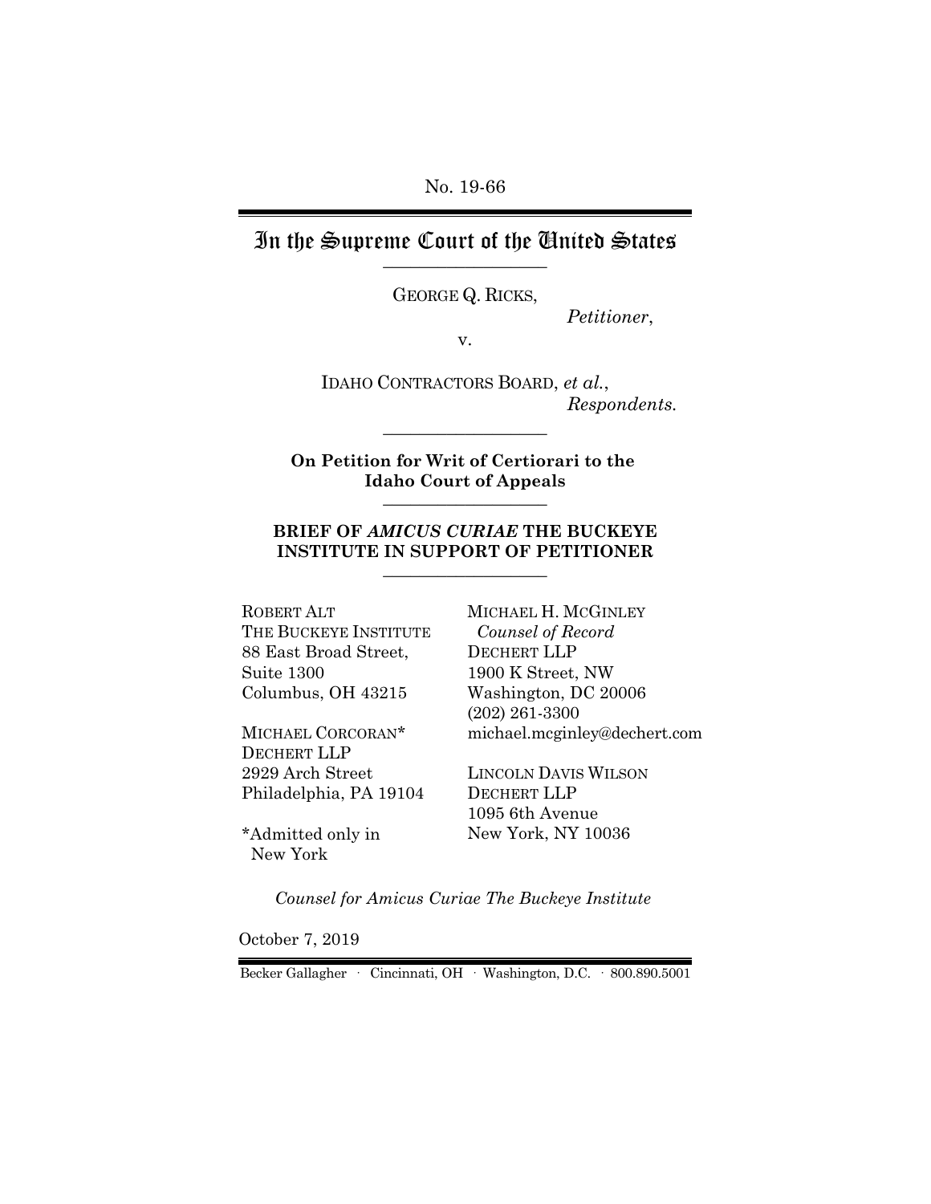No. 19-66

# In the Supreme Court of the United States

GEORGE Q. RICKS,

*Petitioner*,

v.

IDAHO CONTRACTORS BOARD, *et al.*,

*Respondents.*

**On Petition for Writ of Certiorari to the Idaho Court of Appeals**

**BRIEF OF *AMICUS CURIAE* THE BUCKEYE INSTITUTE IN SUPPORT OF PETITIONER**

ROBERT ALT
THE BUCKEYE INSTITUTE
88 East Broad Street,
Suite 1300
Columbus, OH 43215

MICHAEL CORCORAN*
DECHERT LLP
2929 Arch Street
Philadelphia, PA 19104

*Admitted only in New York

MICHAEL H. MCGINLEY
*Counsel of Record*
DECHERT LLP
1900 K Street, NW
Washington, DC 20006
(202) 261-3300
michael.mcginley@dechert.com

LINCOLN DAVIS WILSON
DECHERT LLP
1095 6th Avenue
New York, NY 10036

*Counsel for Amicus Curiae The Buckeye Institute*

October 7, 2019

Becker Gallagher · Cincinnati, OH · Washington, D.C. · 800.890.5001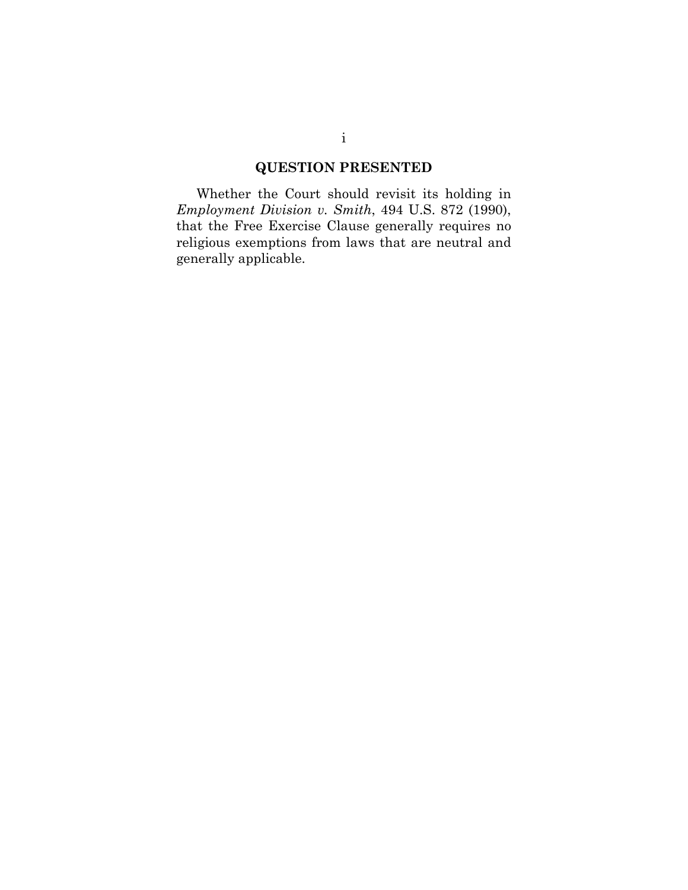## QUESTION PRESENTED

Whether the Court should revisit its holding in *Employment Division v. Smith*, 494 U.S. 872 (1990), that the Free Exercise Clause generally requires no religious exemptions from laws that are neutral and generally applicable.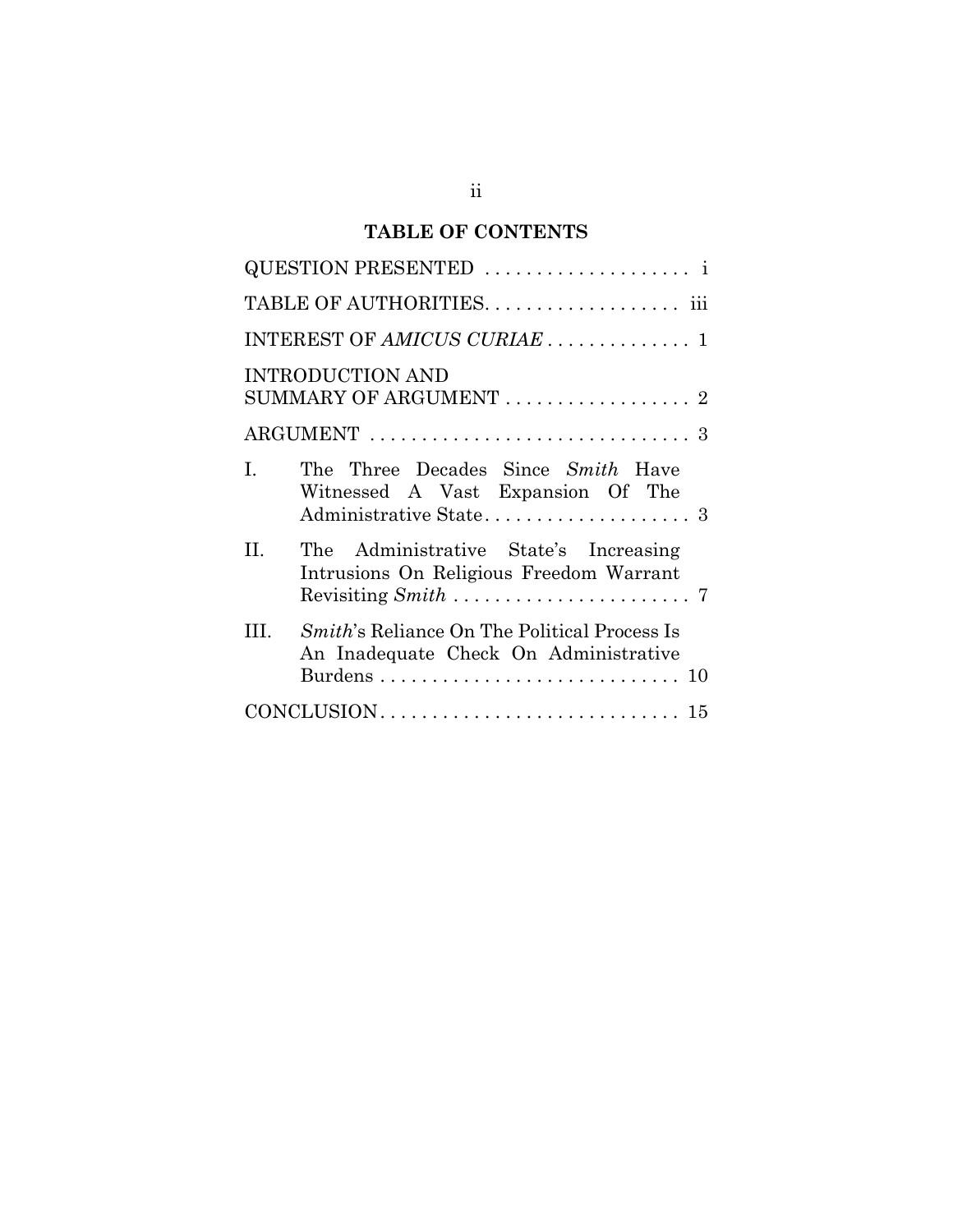## TABLE OF CONTENTS

QUESTION PRESENTED . . . . . . . . . . . . . . . . . . . . i

TABLE OF AUTHORITIES. . . . . . . . . . . . . . . . . . . iii

INTEREST OF *AMICUS CURIAE* . . . . . . . . . . . . . . 1

INTRODUCTION AND SUMMARY OF ARGUMENT . . . . . . . . . . . . . . . . . . 2

ARGUMENT . . . . . . . . . . . . . . . . . . . . . . . . . . . . . . . 3

I. The Three Decades Since *Smith* Have Witnessed A Vast Expansion Of The Administrative State. . . . . . . . . . . . . . . . . . . . 3

II. The Administrative State's Increasing Intrusions On Religious Freedom Warrant Revisiting *Smith* . . . . . . . . . . . . . . . . . . . . . . . 7

III. *Smith*'s Reliance On The Political Process Is An Inadequate Check On Administrative Burdens . . . . . . . . . . . . . . . . . . . . . . . . . . . . 10

CONCLUSION. . . . . . . . . . . . . . . . . . . . . . . . . . . . . 15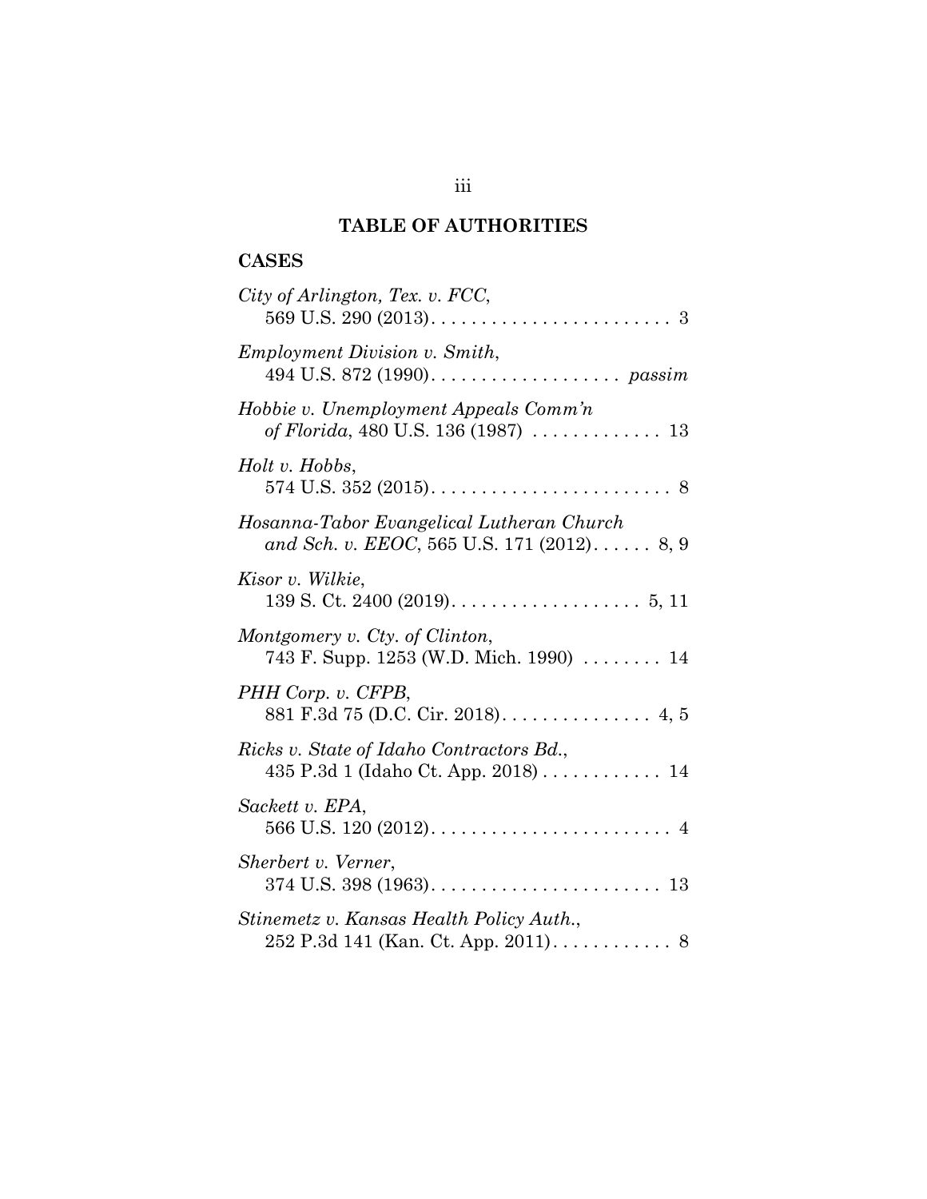# TABLE OF AUTHORITIES

## CASES

*City of Arlington, Tex. v. FCC*,
569 U.S. 290 (2013). . . . . . . . . . . . . . . . . . . . . . . . 3

*Employment Division v. Smith*,
494 U.S. 872 (1990). . . . . . . . . . . . . . . . . . . *passim*

*Hobbie v. Unemployment Appeals Comm'n of Florida*, 480 U.S. 136 (1987) . . . . . . . . . . . . . 13

*Holt v. Hobbs*,
574 U.S. 352 (2015). . . . . . . . . . . . . . . . . . . . . . . . 8

*Hosanna-Tabor Evangelical Lutheran Church and Sch. v. EEOC*, 565 U.S. 171 (2012). . . . . . 8, 9

*Kisor v. Wilkie*,
139 S. Ct. 2400 (2019). . . . . . . . . . . . . . . . . . . 5, 11

*Montgomery v. Cty. of Clinton*,
743 F. Supp. 1253 (W.D. Mich. 1990) . . . . . . . . 14

*PHH Corp. v. CFPB*,
881 F.3d 75 (D.C. Cir. 2018). . . . . . . . . . . . . . . 4, 5

*Ricks v. State of Idaho Contractors Bd.*,
435 P.3d 1 (Idaho Ct. App. 2018) . . . . . . . . . . . . 14

*Sackett v. EPA*,
566 U.S. 120 (2012). . . . . . . . . . . . . . . . . . . . . . . . 4

*Sherbert v. Verner*,
374 U.S. 398 (1963). . . . . . . . . . . . . . . . . . . . . . . 13

*Stinemetz v. Kansas Health Policy Auth.*,
252 P.3d 141 (Kan. Ct. App. 2011). . . . . . . . . . . . 8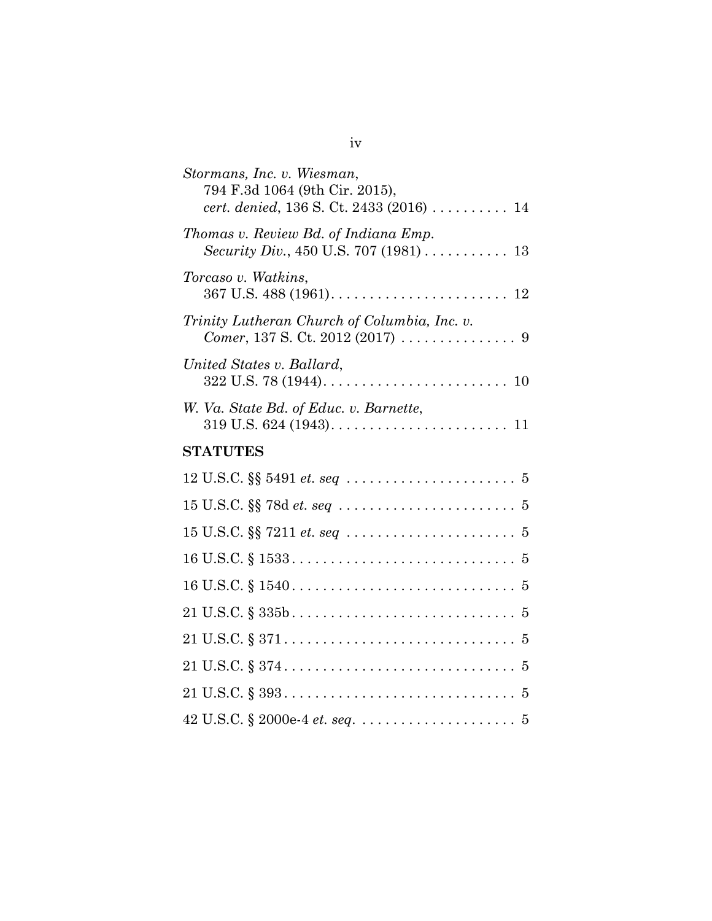*Stormans, Inc. v. Wiesman*,
794 F.3d 1064 (9th Cir. 2015),
*cert. denied*, 136 S. Ct. 2433 (2016) . . . . . . . . . . 14

*Thomas v. Review Bd. of Indiana Emp. Security Div.*, 450 U.S. 707 (1981) . . . . . . . . . . . 13

*Torcaso v. Watkins*,
367 U.S. 488 (1961). . . . . . . . . . . . . . . . . . . . . . . 12

*Trinity Lutheran Church of Columbia, Inc. v. Comer*, 137 S. Ct. 2012 (2017) . . . . . . . . . . . . . . . 9

*United States v. Ballard*,
322 U.S. 78 (1944). . . . . . . . . . . . . . . . . . . . . . . . 10

*W. Va. State Bd. of Educ. v. Barnette*,
319 U.S. 624 (1943). . . . . . . . . . . . . . . . . . . . . . . 11

## STATUTES

12 U.S.C. §§ 5491 *et. seq* . . . . . . . . . . . . . . . . . . . . . . 5

15 U.S.C. §§ 78d *et. seq* . . . . . . . . . . . . . . . . . . . . . . . 5

15 U.S.C. §§ 7211 *et. seq* . . . . . . . . . . . . . . . . . . . . . . 5

16 U.S.C. § 1533. . . . . . . . . . . . . . . . . . . . . . . . . . . . . 5

16 U.S.C. § 1540. . . . . . . . . . . . . . . . . . . . . . . . . . . . . 5

21 U.S.C. § 335b. . . . . . . . . . . . . . . . . . . . . . . . . . . . . 5

21 U.S.C. § 371. . . . . . . . . . . . . . . . . . . . . . . . . . . . . . 5

21 U.S.C. § 374. . . . . . . . . . . . . . . . . . . . . . . . . . . . . . 5

21 U.S.C. § 393. . . . . . . . . . . . . . . . . . . . . . . . . . . . . . 5

42 U.S.C. § 2000e-4 *et. seq*. . . . . . . . . . . . . . . . . . . . . 5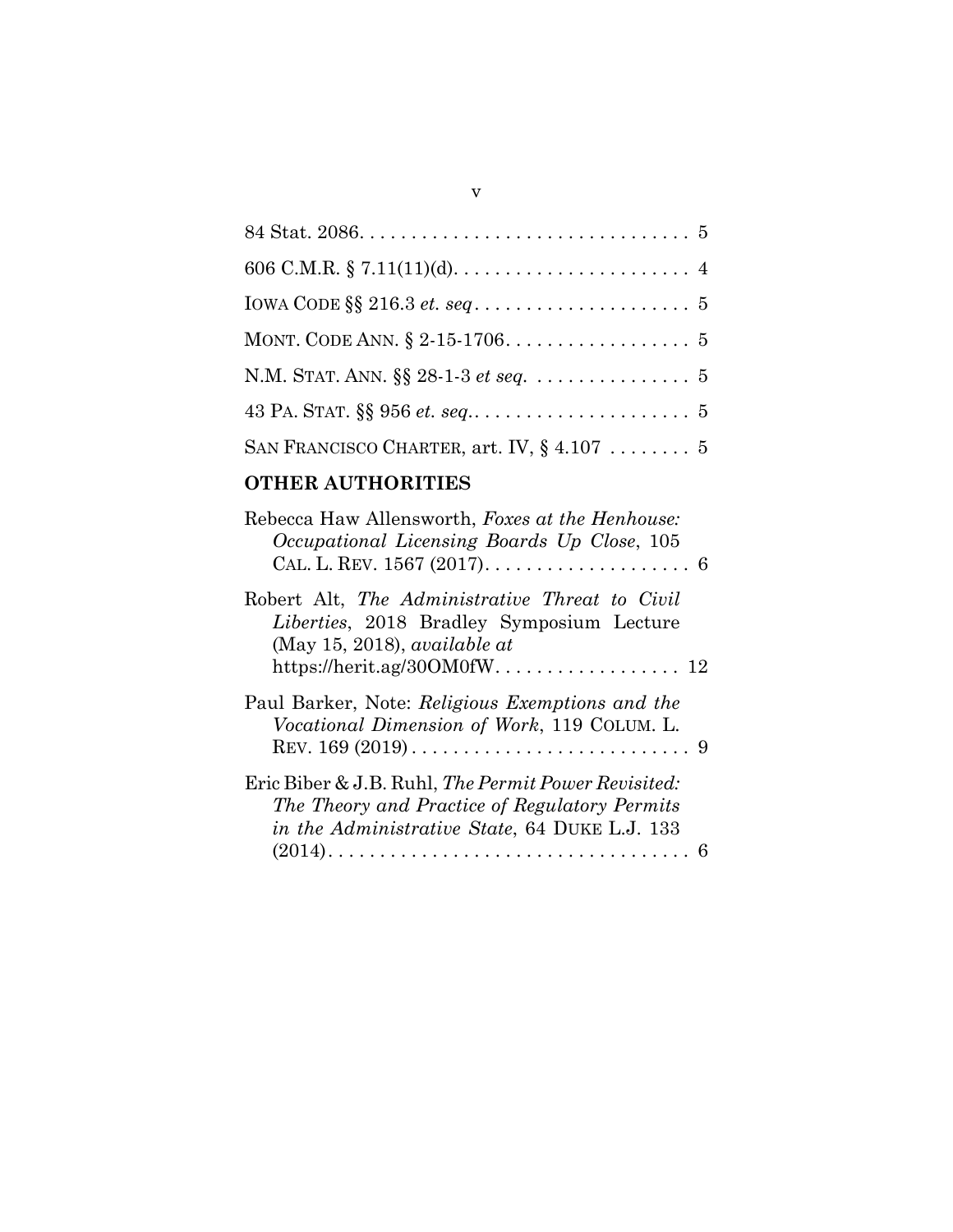84 Stat. 2086. . . . . . . . . . . . . . . . . . . . . . . . . . . . . . . . 5

606 C.M.R. § 7.11(11)(d). . . . . . . . . . . . . . . . . . . . . . . 4

IOWA CODE §§ 216.3 *et. seq*. . . . . . . . . . . . . . . . . . . . . 5

MONT. CODE ANN. § 2-15-1706. . . . . . . . . . . . . . . . . . 5

N.M. STAT. ANN. §§ 28-1-3 *et seq.* . . . . . . . . . . . . . . . 5

43 PA. STAT. §§ 956 *et. seq.*. . . . . . . . . . . . . . . . . . . . . 5

SAN FRANCISCO CHARTER, art. IV, § 4.107 . . . . . . . . 5

## OTHER AUTHORITIES

Rebecca Haw Allensworth, *Foxes at the Henhouse: Occupational Licensing Boards Up Close*, 105 CAL. L. REV. 1567 (2017). . . . . . . . . . . . . . . . . . . . 6

Robert Alt, *The Administrative Threat to Civil Liberties*, 2018 Bradley Symposium Lecture (May 15, 2018), *available at* https://herit.ag/30OM0fW. . . . . . . . . . . . . . . . . . 12

Paul Barker, Note: *Religious Exemptions and the Vocational Dimension of Work*, 119 COLUM. L. REV. 169 (2019) . . . . . . . . . . . . . . . . . . . . . . . . . . . 9

Eric Biber & J.B. Ruhl, *The Permit Power Revisited: The Theory and Practice of Regulatory Permits in the Administrative State*, 64 DUKE L.J. 133 (2014). . . . . . . . . . . . . . . . . . . . . . . . . . . . . . . . . . 6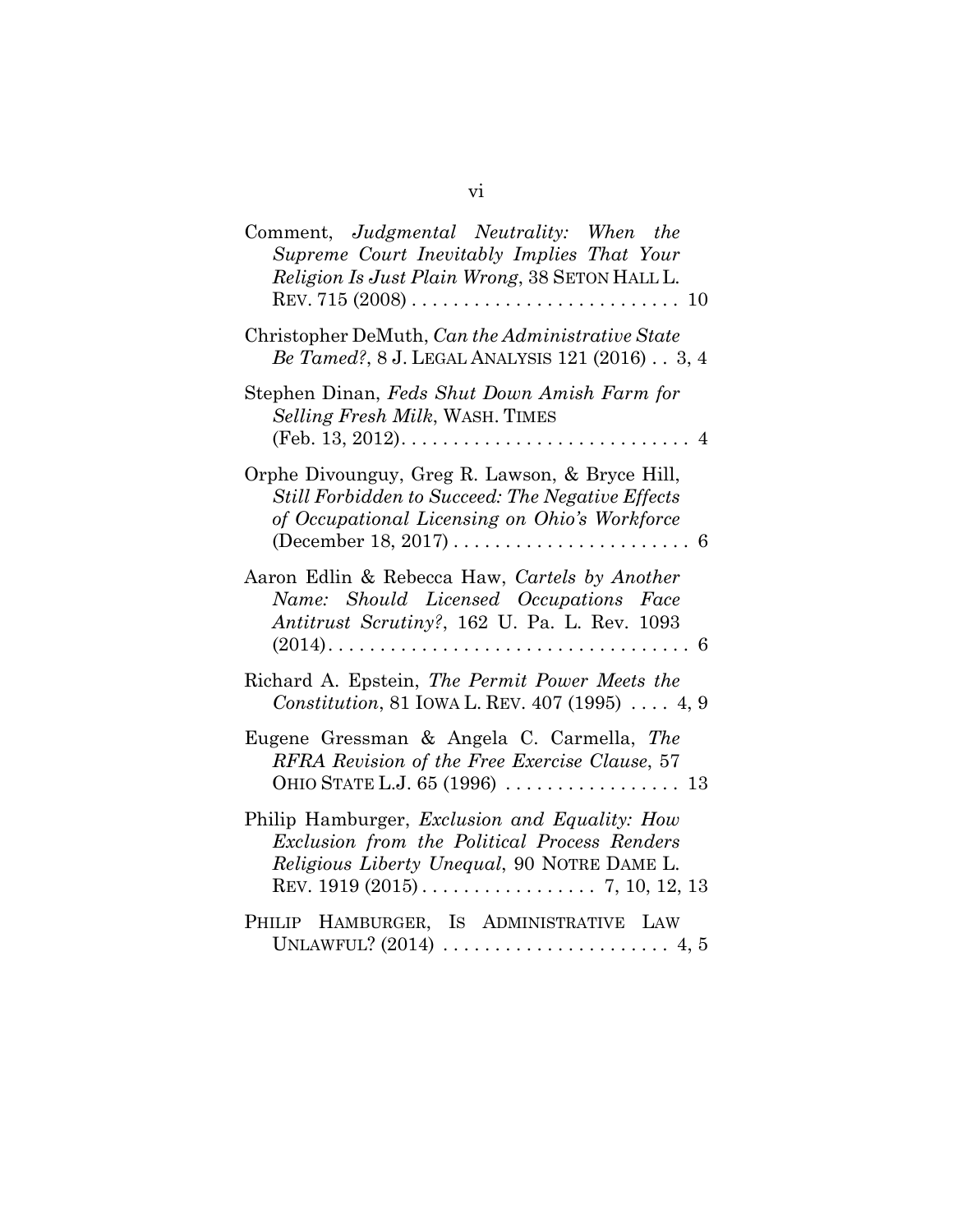Comment, *Judgmental Neutrality: When the Supreme Court Inevitably Implies That Your Religion Is Just Plain Wrong*, 38 SETON HALL L. REV. 715 (2008) . . . . . . . . . . . . . . . . . . . . . . . . . . 10

Christopher DeMuth, *Can the Administrative State Be Tamed?*, 8 J. LEGAL ANALYSIS 121 (2016) . . 3, 4

Stephen Dinan, *Feds Shut Down Amish Farm for Selling Fresh Milk*, WASH. TIMES (Feb. 13, 2012). . . . . . . . . . . . . . . . . . . . . . . . . . . . 4

Orphe Divounguy, Greg R. Lawson, & Bryce Hill, *Still Forbidden to Succeed: The Negative Effects of Occupational Licensing on Ohio's Workforce* (December 18, 2017) . . . . . . . . . . . . . . . . . . . . . . . 6

Aaron Edlin & Rebecca Haw, *Cartels by Another Name: Should Licensed Occupations Face Antitrust Scrutiny?*, 162 U. Pa. L. Rev. 1093 (2014). . . . . . . . . . . . . . . . . . . . . . . . . . . . . . . . . . 6

Richard A. Epstein, *The Permit Power Meets the Constitution*, 81 IOWA L. REV. 407 (1995) . . . . 4, 9

Eugene Gressman & Angela C. Carmella, *The RFRA Revision of the Free Exercise Clause*, 57 OHIO STATE L.J. 65 (1996) . . . . . . . . . . . . . . . . . 13

Philip Hamburger, *Exclusion and Equality: How Exclusion from the Political Process Renders Religious Liberty Unequal*, 90 NOTRE DAME L. REV. 1919 (2015) . . . . . . . . . . . . . . . . . 7, 10, 12, 13

PHILIP HAMBURGER, IS ADMINISTRATIVE LAW UNLAWFUL? (2014) . . . . . . . . . . . . . . . . . . . . . . 4, 5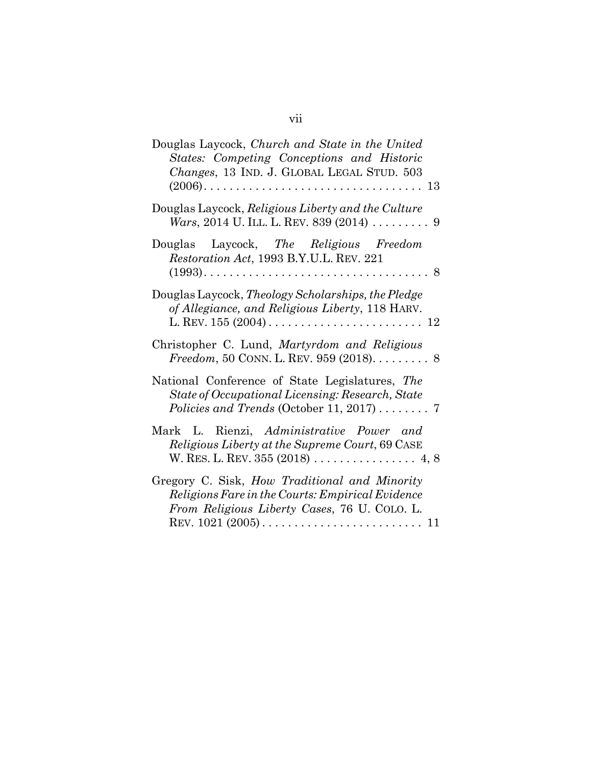Douglas Laycock, *Church and State in the United States: Competing Conceptions and Historic Changes*, 13 IND. J. GLOBAL LEGAL STUD. 503 (2006) . . . . . . . . . . . . . . . . . . . . . . . . . . . . . . . . . . 13

Douglas Laycock, *Religious Liberty and the Culture Wars*, 2014 U. ILL. L. REV. 839 (2014) . . . . . . . . . 9

Douglas Laycock, *The Religious Freedom Restoration Act*, 1993 B.Y.U.L. REV. 221 (1993) . . . . . . . . . . . . . . . . . . . . . . . . . . . . . . . . . . 8

Douglas Laycock, *Theology Scholarships, the Pledge of Allegiance, and Religious Liberty*, 118 HARV. L. REV. 155 (2004) . . . . . . . . . . . . . . . . . . . . . . . . 12

Christopher C. Lund, *Martyrdom and Religious Freedom*, 50 CONN. L. REV. 959 (2018) . . . . . . . . . 8

National Conference of State Legislatures, *The State of Occupational Licensing: Research, State Policies and Trends* (October 11, 2017) . . . . . . . . 7

Mark L. Rienzi, *Administrative Power and Religious Liberty at the Supreme Court*, 69 CASE W. RES. L. REV. 355 (2018) . . . . . . . . . . . . . . . . 4, 8

Gregory C. Sisk, *How Traditional and Minority Religions Fare in the Courts: Empirical Evidence From Religious Liberty Cases*, 76 U. COLO. L. REV. 1021 (2005) . . . . . . . . . . . . . . . . . . . . . . . . . 11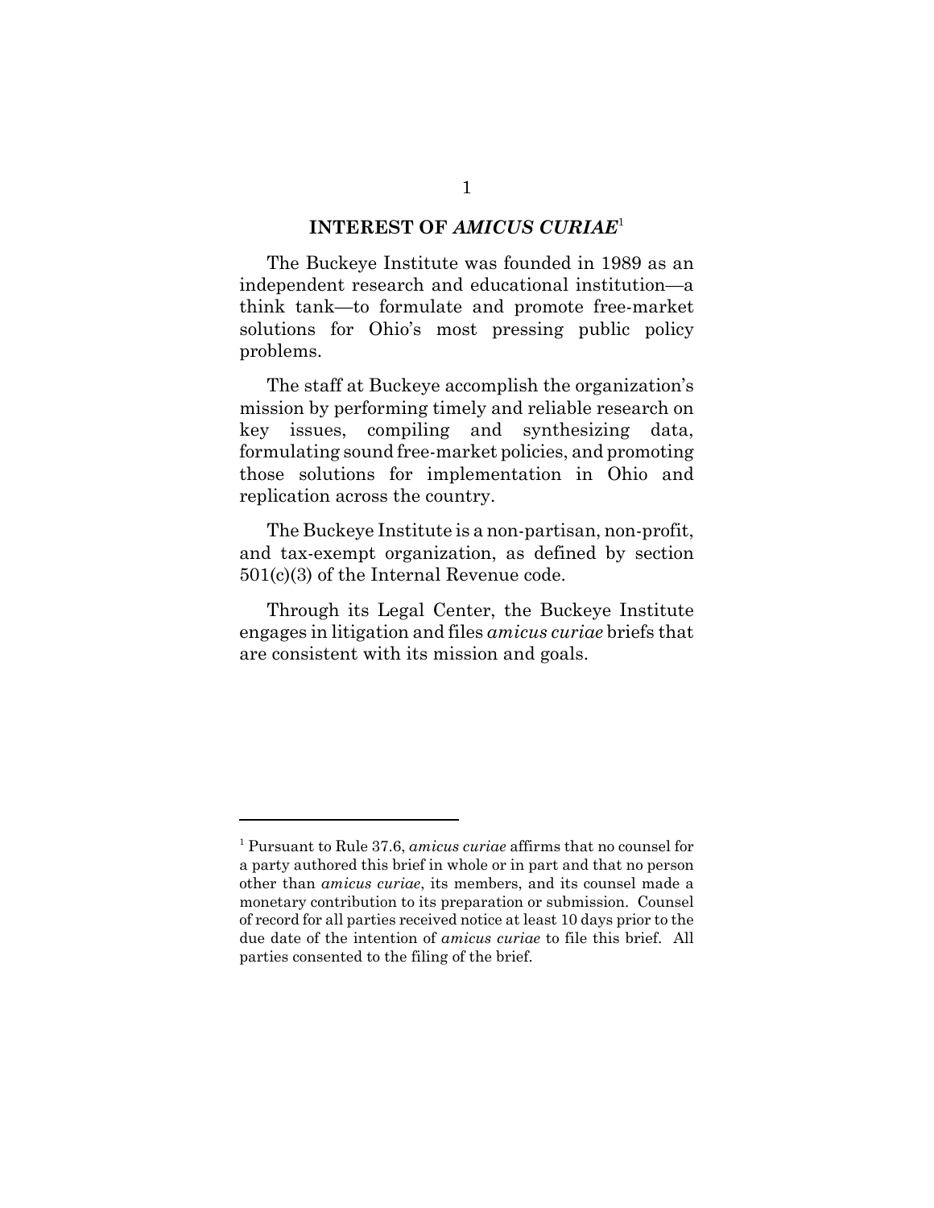## INTEREST OF *AMICUS CURIAE*[1]

The Buckeye Institute was founded in 1989 as an independent research and educational institution—a think tank—to formulate and promote free-market solutions for Ohio's most pressing public policy problems.

The staff at Buckeye accomplish the organization's mission by performing timely and reliable research on key issues, compiling and synthesizing data, formulating sound free-market policies, and promoting those solutions for implementation in Ohio and replication across the country.

The Buckeye Institute is a non-partisan, non-profit, and tax-exempt organization, as defined by section 501(c)(3) of the Internal Revenue code.

Through its Legal Center, the Buckeye Institute engages in litigation and files *amicus curiae* briefs that are consistent with its mission and goals.

---

[1] Pursuant to Rule 37.6, *amicus curiae* affirms that no counsel for a party authored this brief in whole or in part and that no person other than *amicus curiae*, its members, and its counsel made a monetary contribution to its preparation or submission. Counsel of record for all parties received notice at least 10 days prior to the due date of the intention of *amicus curiae* to file this brief. All parties consented to the filing of the brief.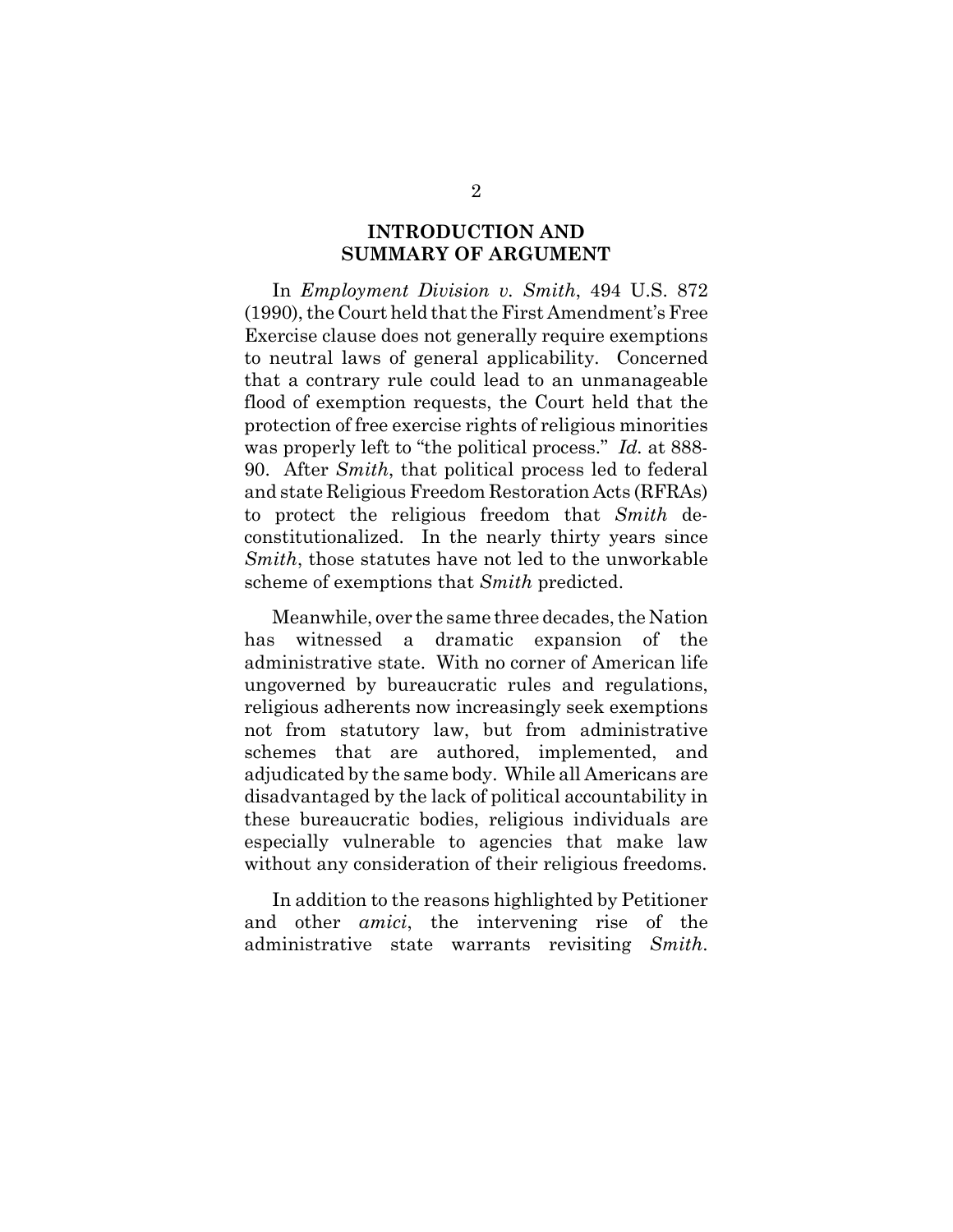## INTRODUCTION AND SUMMARY OF ARGUMENT

In *Employment Division v. Smith*, 494 U.S. 872 (1990), the Court held that the First Amendment's Free Exercise clause does not generally require exemptions to neutral laws of general applicability. Concerned that a contrary rule could lead to an unmanageable flood of exemption requests, the Court held that the protection of free exercise rights of religious minorities was properly left to "the political process." *Id.* at 888-90. After *Smith*, that political process led to federal and state Religious Freedom Restoration Acts (RFRAs) to protect the religious freedom that *Smith* de-constitutionalized. In the nearly thirty years since *Smith*, those statutes have not led to the unworkable scheme of exemptions that *Smith* predicted.

Meanwhile, over the same three decades, the Nation has witnessed a dramatic expansion of the administrative state. With no corner of American life ungoverned by bureaucratic rules and regulations, religious adherents now increasingly seek exemptions not from statutory law, but from administrative schemes that are authored, implemented, and adjudicated by the same body. While all Americans are disadvantaged by the lack of political accountability in these bureaucratic bodies, religious individuals are especially vulnerable to agencies that make law without any consideration of their religious freedoms.

In addition to the reasons highlighted by Petitioner and other *amici*, the intervening rise of the administrative state warrants revisiting *Smith*.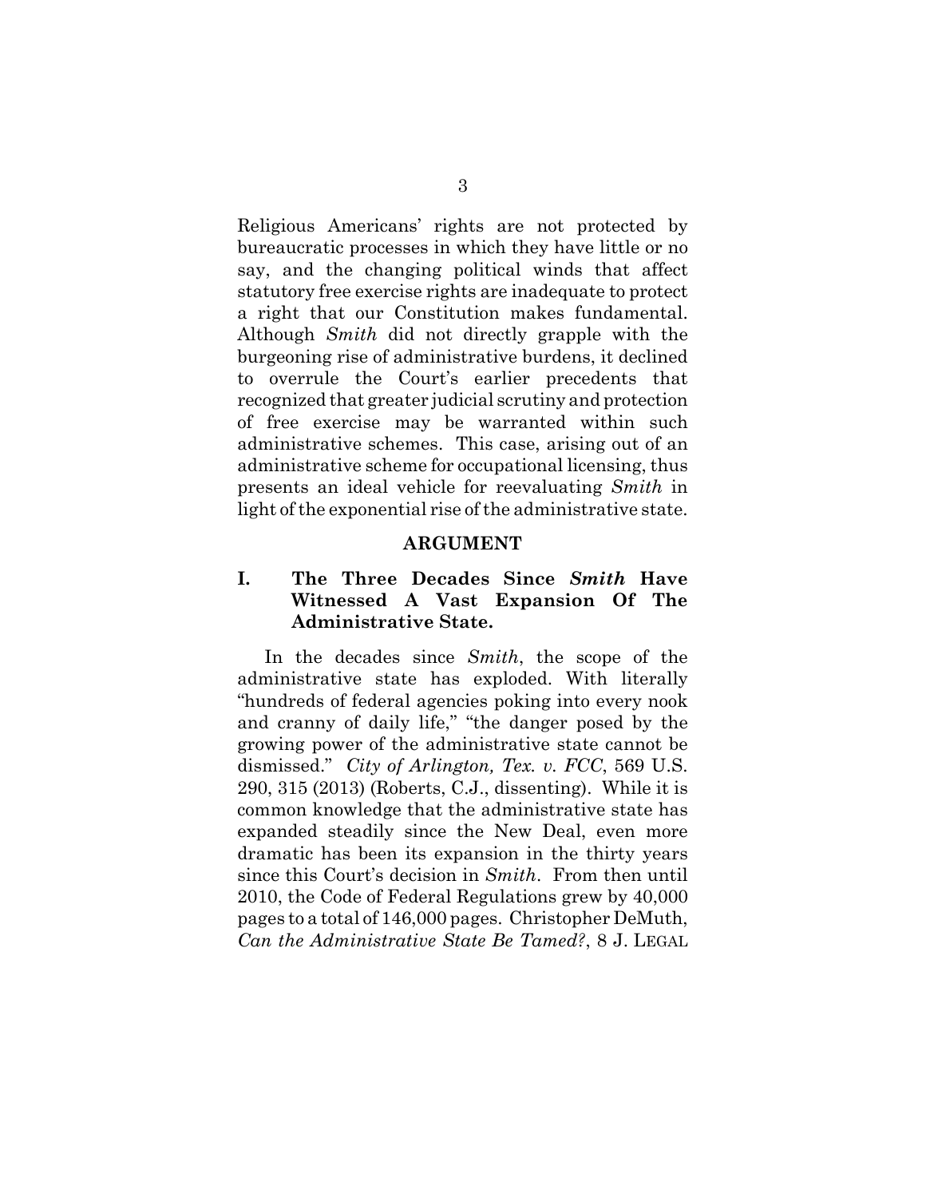Religious Americans' rights are not protected by bureaucratic processes in which they have little or no say, and the changing political winds that affect statutory free exercise rights are inadequate to protect a right that our Constitution makes fundamental. Although *Smith* did not directly grapple with the burgeoning rise of administrative burdens, it declined to overrule the Court's earlier precedents that recognized that greater judicial scrutiny and protection of free exercise may be warranted within such administrative schemes. This case, arising out of an administrative scheme for occupational licensing, thus presents an ideal vehicle for reevaluating *Smith* in light of the exponential rise of the administrative state.

## ARGUMENT

### I. The Three Decades Since *Smith* Have Witnessed A Vast Expansion Of The Administrative State.

In the decades since *Smith*, the scope of the administrative state has exploded. With literally "hundreds of federal agencies poking into every nook and cranny of daily life," "the danger posed by the growing power of the administrative state cannot be dismissed." *City of Arlington, Tex. v. FCC*, 569 U.S. 290, 315 (2013) (Roberts, C.J., dissenting). While it is common knowledge that the administrative state has expanded steadily since the New Deal, even more dramatic has been its expansion in the thirty years since this Court's decision in *Smith*. From then until 2010, the Code of Federal Regulations grew by 40,000 pages to a total of 146,000 pages. Christopher DeMuth, *Can the Administrative State Be Tamed?*, 8 J. LEGAL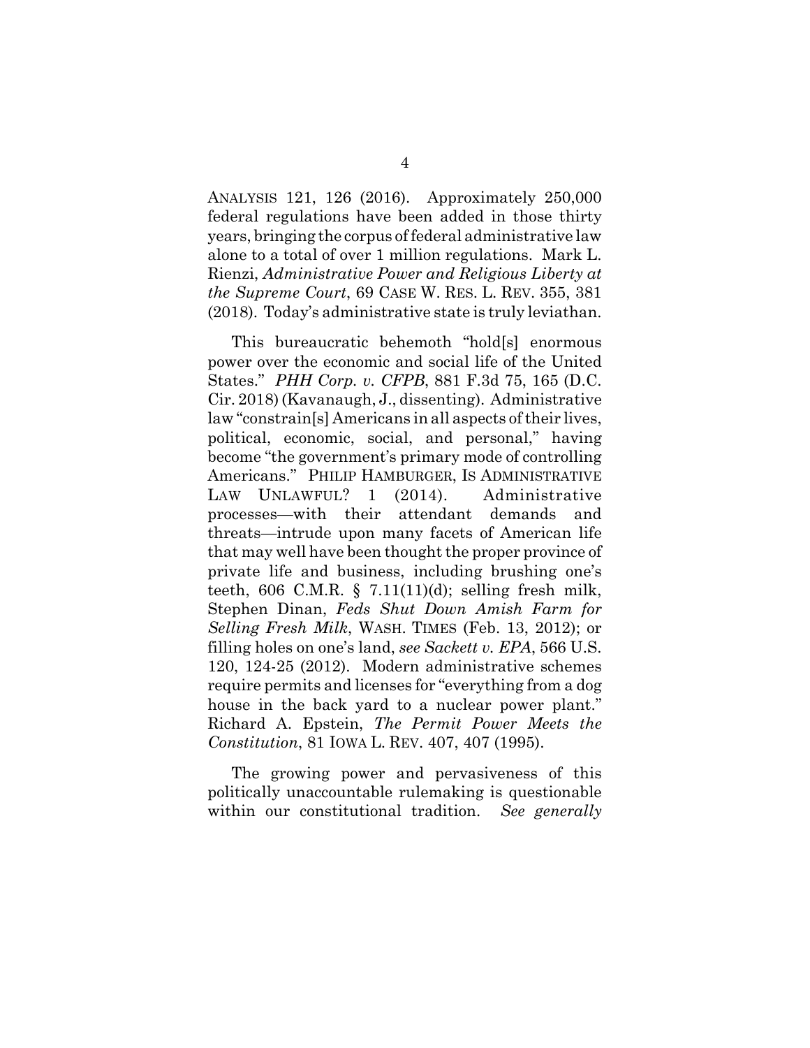ANALYSIS 121, 126 (2016). Approximately 250,000 federal regulations have been added in those thirty years, bringing the corpus of federal administrative law alone to a total of over 1 million regulations. Mark L. Rienzi, *Administrative Power and Religious Liberty at the Supreme Court*, 69 CASE W. RES. L. REV. 355, 381 (2018). Today's administrative state is truly leviathan.

This bureaucratic behemoth "hold[s] enormous power over the economic and social life of the United States." *PHH Corp. v. CFPB*, 881 F.3d 75, 165 (D.C. Cir. 2018) (Kavanaugh, J., dissenting). Administrative law "constrain[s] Americans in all aspects of their lives, political, economic, social, and personal," having become "the government's primary mode of controlling Americans." PHILIP HAMBURGER, IS ADMINISTRATIVE LAW UNLAWFUL? 1 (2014). Administrative processes—with their attendant demands and threats—intrude upon many facets of American life that may well have been thought the proper province of private life and business, including brushing one's teeth, 606 C.M.R. § 7.11(11)(d); selling fresh milk, Stephen Dinan, *Feds Shut Down Amish Farm for Selling Fresh Milk*, WASH. TIMES (Feb. 13, 2012); or filling holes on one's land, *see Sackett v. EPA*, 566 U.S. 120, 124-25 (2012). Modern administrative schemes require permits and licenses for "everything from a dog house in the back yard to a nuclear power plant." Richard A. Epstein, *The Permit Power Meets the Constitution*, 81 IOWA L. REV. 407, 407 (1995).

The growing power and pervasiveness of this politically unaccountable rulemaking is questionable within our constitutional tradition. *See generally*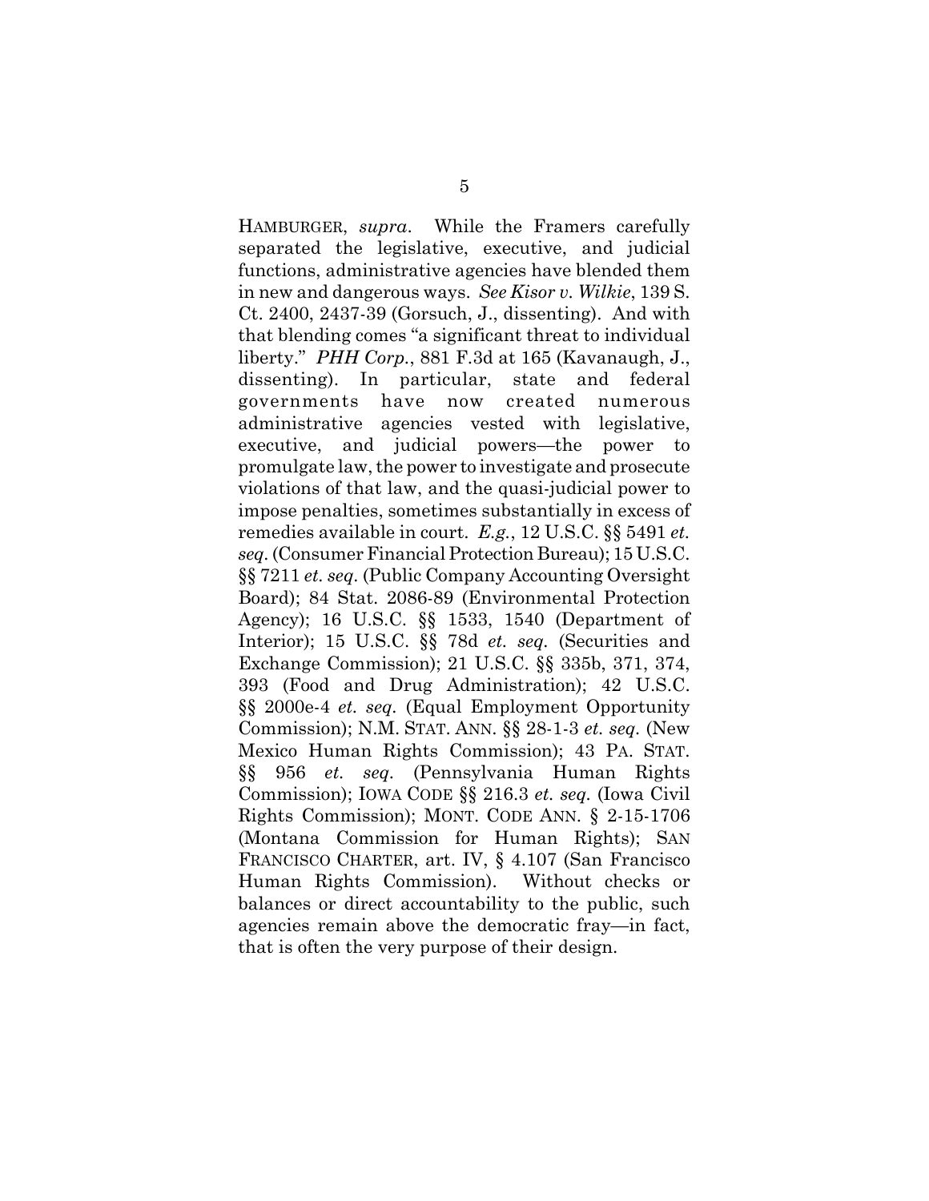HAMBURGER, *supra*. While the Framers carefully separated the legislative, executive, and judicial functions, administrative agencies have blended them in new and dangerous ways. *See Kisor v. Wilkie*, 139 S. Ct. 2400, 2437-39 (Gorsuch, J., dissenting). And with that blending comes "a significant threat to individual liberty." *PHH Corp.*, 881 F.3d at 165 (Kavanaugh, J., dissenting). In particular, state and federal governments have now created numerous administrative agencies vested with legislative, executive, and judicial powers—the power to promulgate law, the power to investigate and prosecute violations of that law, and the quasi-judicial power to impose penalties, sometimes substantially in excess of remedies available in court. *E.g.*, 12 U.S.C. §§ 5491 *et. seq*. (Consumer Financial Protection Bureau); 15 U.S.C. §§ 7211 *et. seq*. (Public Company Accounting Oversight Board); 84 Stat. 2086-89 (Environmental Protection Agency); 16 U.S.C. §§ 1533, 1540 (Department of Interior); 15 U.S.C. §§ 78d *et. seq*. (Securities and Exchange Commission); 21 U.S.C. §§ 335b, 371, 374, 393 (Food and Drug Administration); 42 U.S.C. §§ 2000e-4 *et. seq*. (Equal Employment Opportunity Commission); N.M. STAT. ANN. §§ 28-1-3 *et. seq*. (New Mexico Human Rights Commission); 43 PA. STAT. §§ 956 *et. seq*. (Pennsylvania Human Rights Commission); IOWA CODE §§ 216.3 *et. seq*. (Iowa Civil Rights Commission); MONT. CODE ANN. § 2-15-1706 (Montana Commission for Human Rights); SAN FRANCISCO CHARTER, art. IV, § 4.107 (San Francisco Human Rights Commission). Without checks or balances or direct accountability to the public, such agencies remain above the democratic fray—in fact, that is often the very purpose of their design.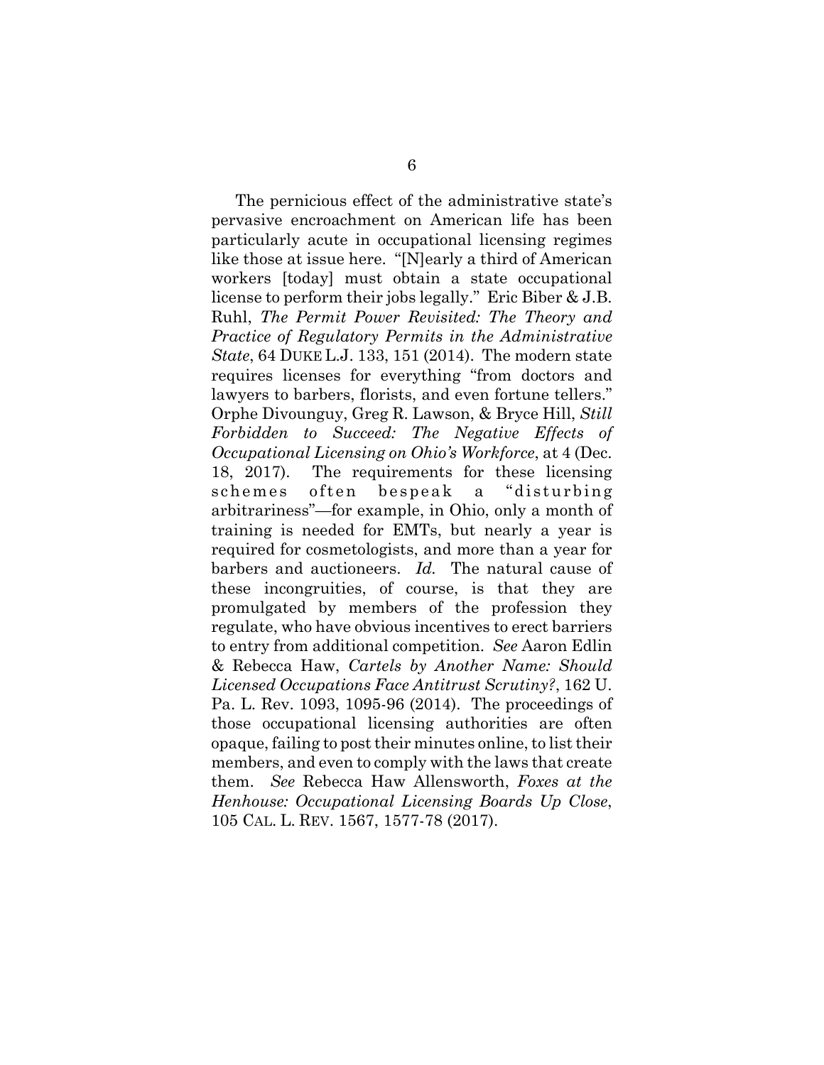The pernicious effect of the administrative state's pervasive encroachment on American life has been particularly acute in occupational licensing regimes like those at issue here. "[N]early a third of American workers [today] must obtain a state occupational license to perform their jobs legally." Eric Biber & J.B. Ruhl, *The Permit Power Revisited: The Theory and Practice of Regulatory Permits in the Administrative State*, 64 DUKE L.J. 133, 151 (2014). The modern state requires licenses for everything "from doctors and lawyers to barbers, florists, and even fortune tellers." Orphe Divounguy, Greg R. Lawson, & Bryce Hill, *Still Forbidden to Succeed: The Negative Effects of Occupational Licensing on Ohio's Workforce*, at 4 (Dec. 18, 2017). The requirements for these licensing schemes often bespeak a "disturbing arbitrariness"—for example, in Ohio, only a month of training is needed for EMTs, but nearly a year is required for cosmetologists, and more than a year for barbers and auctioneers. *Id.* The natural cause of these incongruities, of course, is that they are promulgated by members of the profession they regulate, who have obvious incentives to erect barriers to entry from additional competition. *See* Aaron Edlin & Rebecca Haw, *Cartels by Another Name: Should Licensed Occupations Face Antitrust Scrutiny?*, 162 U. Pa. L. Rev. 1093, 1095-96 (2014). The proceedings of those occupational licensing authorities are often opaque, failing to post their minutes online, to list their members, and even to comply with the laws that create them. *See* Rebecca Haw Allensworth, *Foxes at the Henhouse: Occupational Licensing Boards Up Close*, 105 CAL. L. REV. 1567, 1577-78 (2017).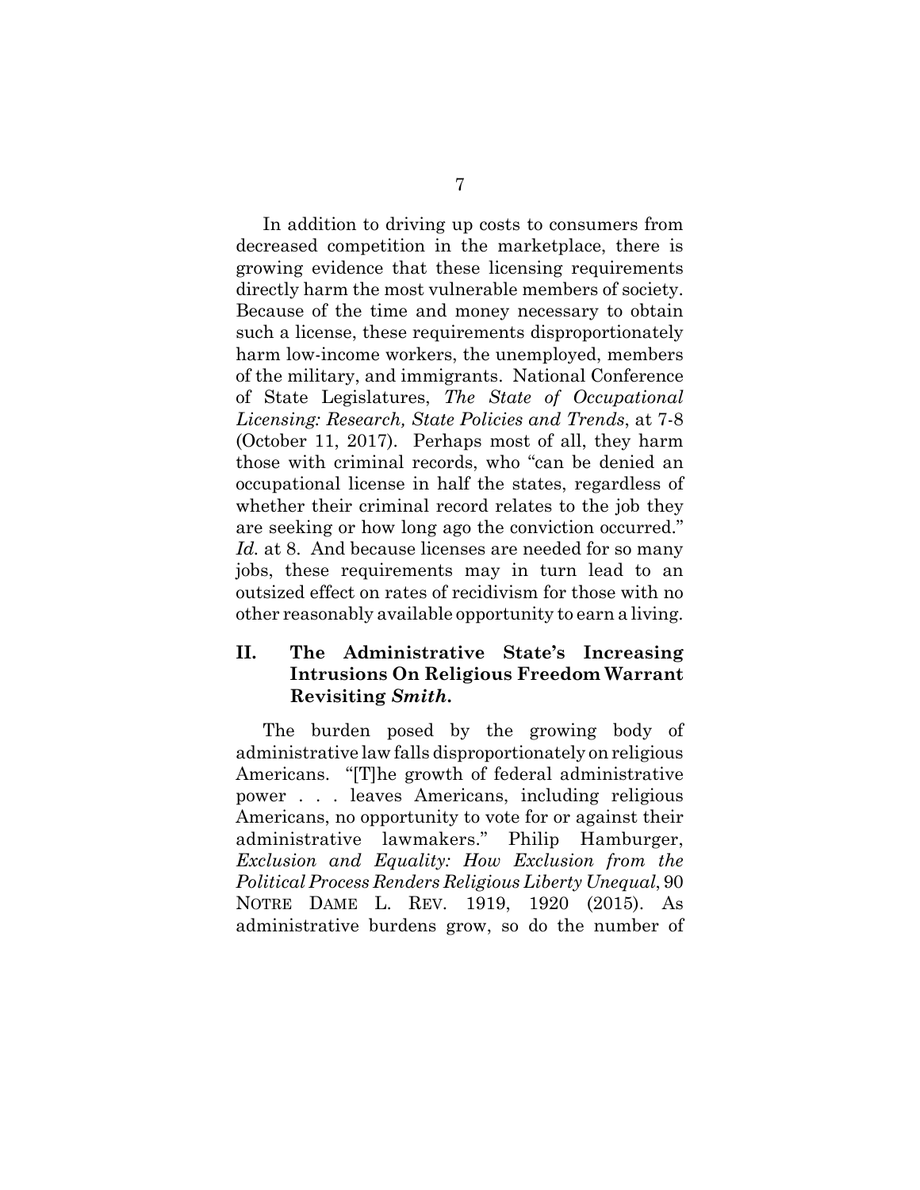In addition to driving up costs to consumers from decreased competition in the marketplace, there is growing evidence that these licensing requirements directly harm the most vulnerable members of society. Because of the time and money necessary to obtain such a license, these requirements disproportionately harm low-income workers, the unemployed, members of the military, and immigrants. National Conference of State Legislatures, *The State of Occupational Licensing: Research, State Policies and Trends*, at 7-8 (October 11, 2017). Perhaps most of all, they harm those with criminal records, who "can be denied an occupational license in half the states, regardless of whether their criminal record relates to the job they are seeking or how long ago the conviction occurred." *Id.* at 8. And because licenses are needed for so many jobs, these requirements may in turn lead to an outsized effect on rates of recidivism for those with no other reasonably available opportunity to earn a living.

## II. The Administrative State's Increasing Intrusions On Religious Freedom Warrant Revisiting *Smith*.

The burden posed by the growing body of administrative law falls disproportionately on religious Americans. "[T]he growth of federal administrative power . . . leaves Americans, including religious Americans, no opportunity to vote for or against their administrative lawmakers." Philip Hamburger, *Exclusion and Equality: How Exclusion from the Political Process Renders Religious Liberty Unequal*, 90 NOTRE DAME L. REV. 1919, 1920 (2015). As administrative burdens grow, so do the number of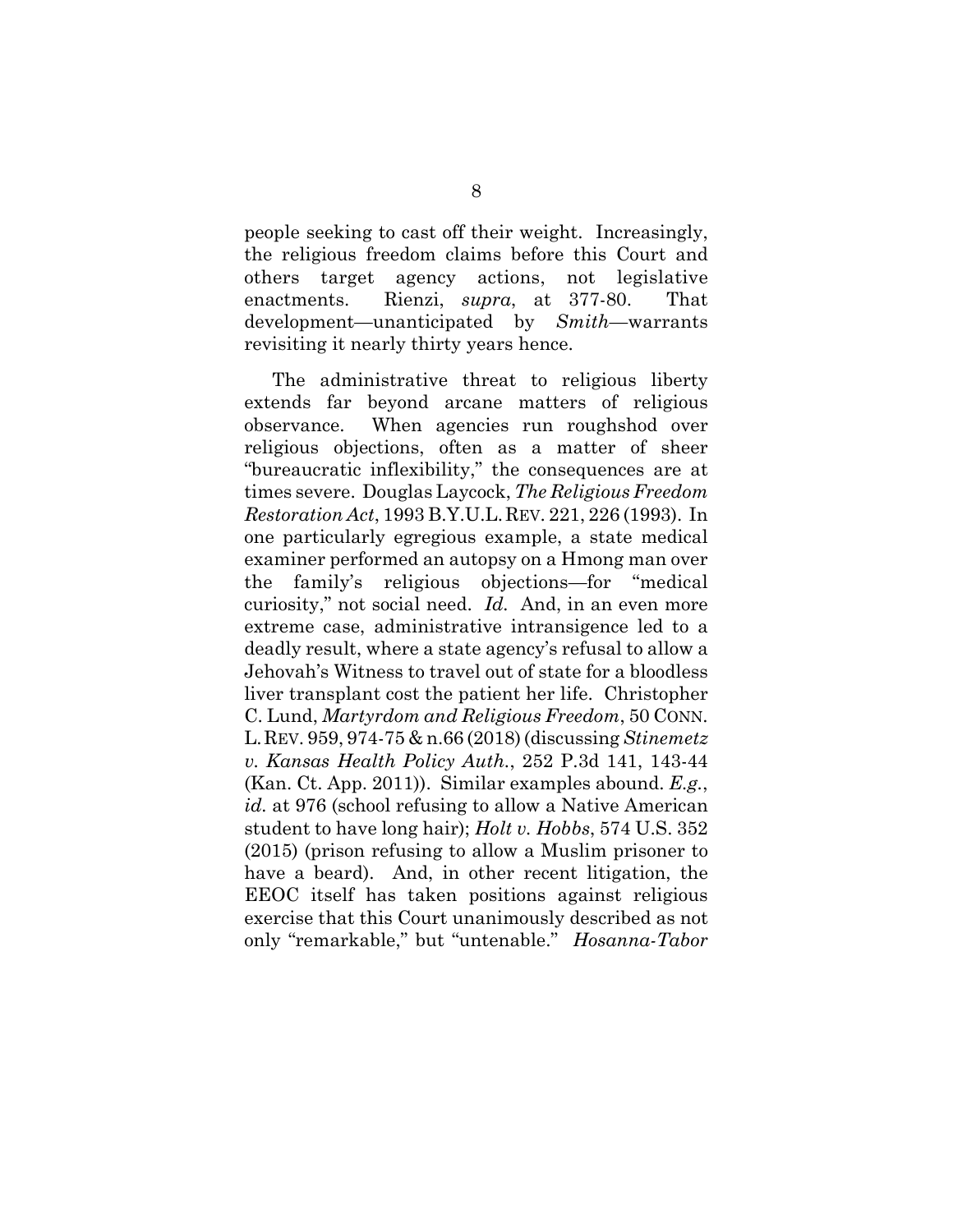people seeking to cast off their weight. Increasingly, the religious freedom claims before this Court and others target agency actions, not legislative enactments. Rienzi, *supra*, at 377-80. That development—unanticipated by *Smith*—warrants revisiting it nearly thirty years hence.

The administrative threat to religious liberty extends far beyond arcane matters of religious observance. When agencies run roughshod over religious objections, often as a matter of sheer "bureaucratic inflexibility," the consequences are at times severe. Douglas Laycock, *The Religious Freedom Restoration Act*, 1993 B.Y.U.L. REV. 221, 226 (1993). In one particularly egregious example, a state medical examiner performed an autopsy on a Hmong man over the family's religious objections—for "medical curiosity," not social need. *Id.* And, in an even more extreme case, administrative intransigence led to a deadly result, where a state agency's refusal to allow a Jehovah's Witness to travel out of state for a bloodless liver transplant cost the patient her life. Christopher C. Lund, *Martyrdom and Religious Freedom*, 50 CONN. L. REV. 959, 974-75 & n.66 (2018) (discussing *Stinemetz v. Kansas Health Policy Auth.*, 252 P.3d 141, 143-44 (Kan. Ct. App. 2011)). Similar examples abound. *E.g.*, *id.* at 976 (school refusing to allow a Native American student to have long hair); *Holt v. Hobbs*, 574 U.S. 352 (2015) (prison refusing to allow a Muslim prisoner to have a beard). And, in other recent litigation, the EEOC itself has taken positions against religious exercise that this Court unanimously described as not only "remarkable," but "untenable." *Hosanna-Tabor*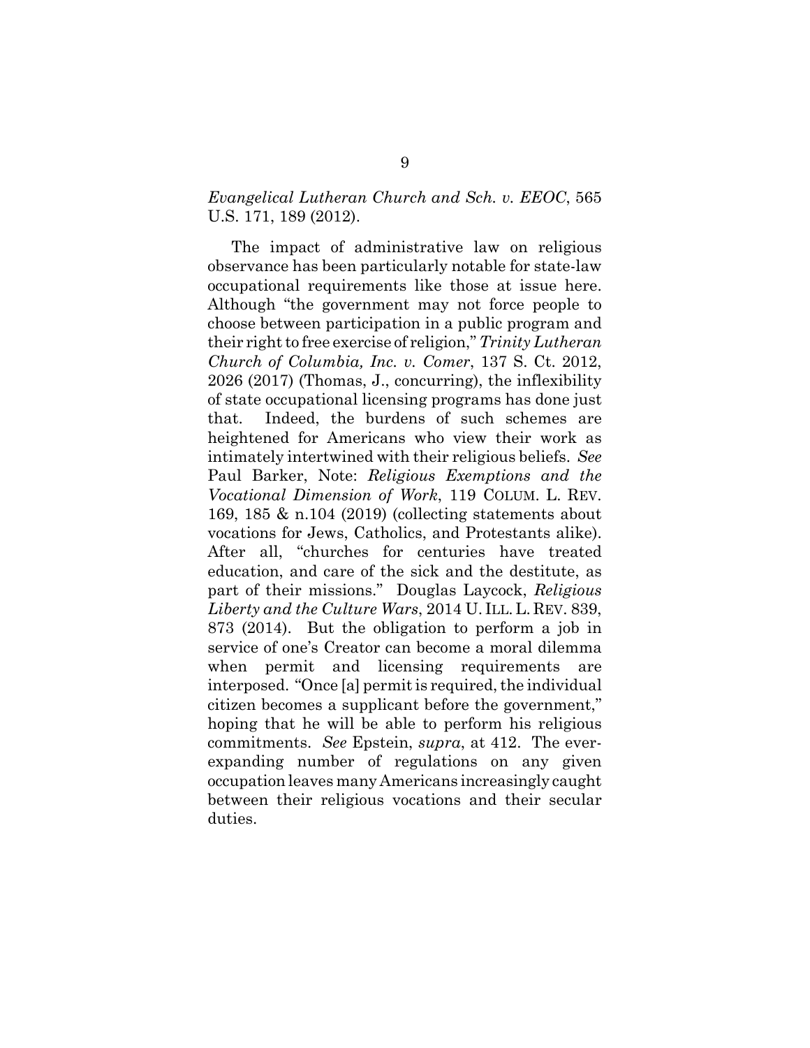*Evangelical Lutheran Church and Sch. v. EEOC*, 565 U.S. 171, 189 (2012).

The impact of administrative law on religious observance has been particularly notable for state-law occupational requirements like those at issue here. Although "the government may not force people to choose between participation in a public program and their right to free exercise of religion," *Trinity Lutheran Church of Columbia, Inc. v. Comer*, 137 S. Ct. 2012, 2026 (2017) (Thomas, J., concurring), the inflexibility of state occupational licensing programs has done just that. Indeed, the burdens of such schemes are heightened for Americans who view their work as intimately intertwined with their religious beliefs. *See* Paul Barker, Note: *Religious Exemptions and the Vocational Dimension of Work*, 119 COLUM. L. REV. 169, 185 & n.104 (2019) (collecting statements about vocations for Jews, Catholics, and Protestants alike). After all, "churches for centuries have treated education, and care of the sick and the destitute, as part of their missions." Douglas Laycock, *Religious Liberty and the Culture Wars*, 2014 U. ILL. L. REV. 839, 873 (2014). But the obligation to perform a job in service of one's Creator can become a moral dilemma when permit and licensing requirements are interposed. "Once [a] permit is required, the individual citizen becomes a supplicant before the government," hoping that he will be able to perform his religious commitments. *See* Epstein, *supra*, at 412. The ever-expanding number of regulations on any given occupation leaves many Americans increasingly caught between their religious vocations and their secular duties.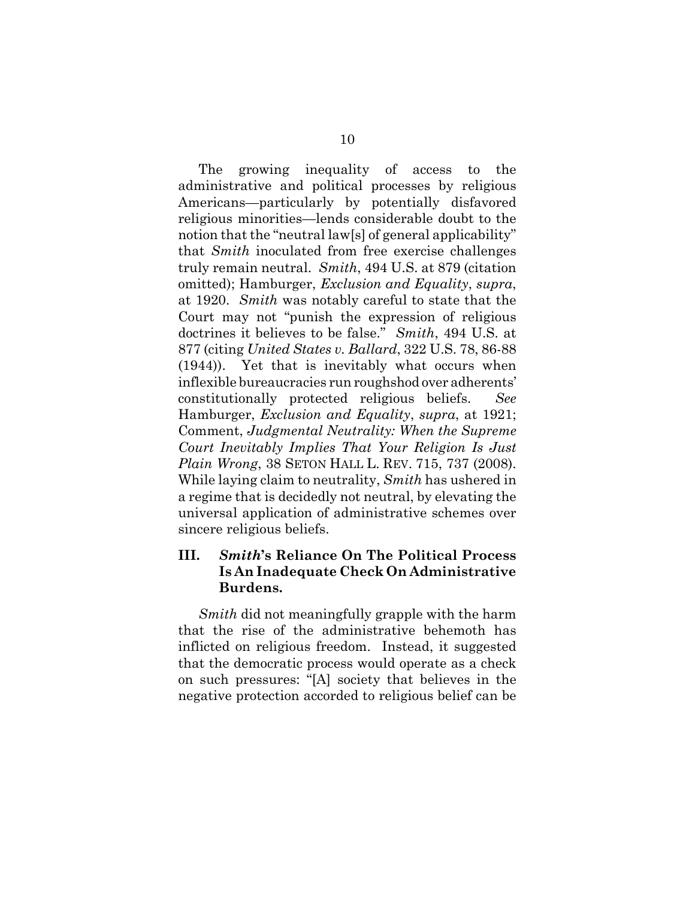The growing inequality of access to the administrative and political processes by religious Americans—particularly by potentially disfavored religious minorities—lends considerable doubt to the notion that the "neutral law[s] of general applicability" that *Smith* inoculated from free exercise challenges truly remain neutral. *Smith*, 494 U.S. at 879 (citation omitted); Hamburger, *Exclusion and Equality*, *supra*, at 1920. *Smith* was notably careful to state that the Court may not "punish the expression of religious doctrines it believes to be false." *Smith*, 494 U.S. at 877 (citing *United States v. Ballard*, 322 U.S. 78, 86-88 (1944)). Yet that is inevitably what occurs when inflexible bureaucracies run roughshod over adherents' constitutionally protected religious beliefs. *See* Hamburger, *Exclusion and Equality*, *supra*, at 1921; Comment, *Judgmental Neutrality: When the Supreme Court Inevitably Implies That Your Religion Is Just Plain Wrong*, 38 SETON HALL L. REV. 715, 737 (2008). While laying claim to neutrality, *Smith* has ushered in a regime that is decidedly not neutral, by elevating the universal application of administrative schemes over sincere religious beliefs.

## III. *Smith*'s Reliance On The Political Process Is An Inadequate Check On Administrative Burdens.

*Smith* did not meaningfully grapple with the harm that the rise of the administrative behemoth has inflicted on religious freedom. Instead, it suggested that the democratic process would operate as a check on such pressures: "[A] society that believes in the negative protection accorded to religious belief can be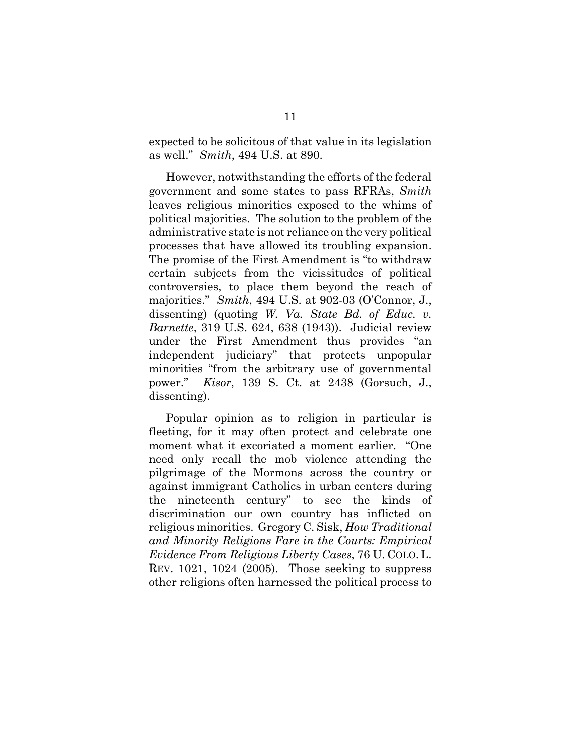expected to be solicitous of that value in its legislation as well." *Smith*, 494 U.S. at 890.

However, notwithstanding the efforts of the federal government and some states to pass RFRAs, *Smith* leaves religious minorities exposed to the whims of political majorities. The solution to the problem of the administrative state is not reliance on the very political processes that have allowed its troubling expansion. The promise of the First Amendment is "to withdraw certain subjects from the vicissitudes of political controversies, to place them beyond the reach of majorities." *Smith*, 494 U.S. at 902-03 (O'Connor, J., dissenting) (quoting *W. Va. State Bd. of Educ. v. Barnette*, 319 U.S. 624, 638 (1943)). Judicial review under the First Amendment thus provides "an independent judiciary" that protects unpopular minorities "from the arbitrary use of governmental power." *Kisor*, 139 S. Ct. at 2438 (Gorsuch, J., dissenting).

Popular opinion as to religion in particular is fleeting, for it may often protect and celebrate one moment what it excoriated a moment earlier. "One need only recall the mob violence attending the pilgrimage of the Mormons across the country or against immigrant Catholics in urban centers during the nineteenth century" to see the kinds of discrimination our own country has inflicted on religious minorities. Gregory C. Sisk, *How Traditional and Minority Religions Fare in the Courts: Empirical Evidence From Religious Liberty Cases*, 76 U. COLO. L. REV. 1021, 1024 (2005). Those seeking to suppress other religions often harnessed the political process to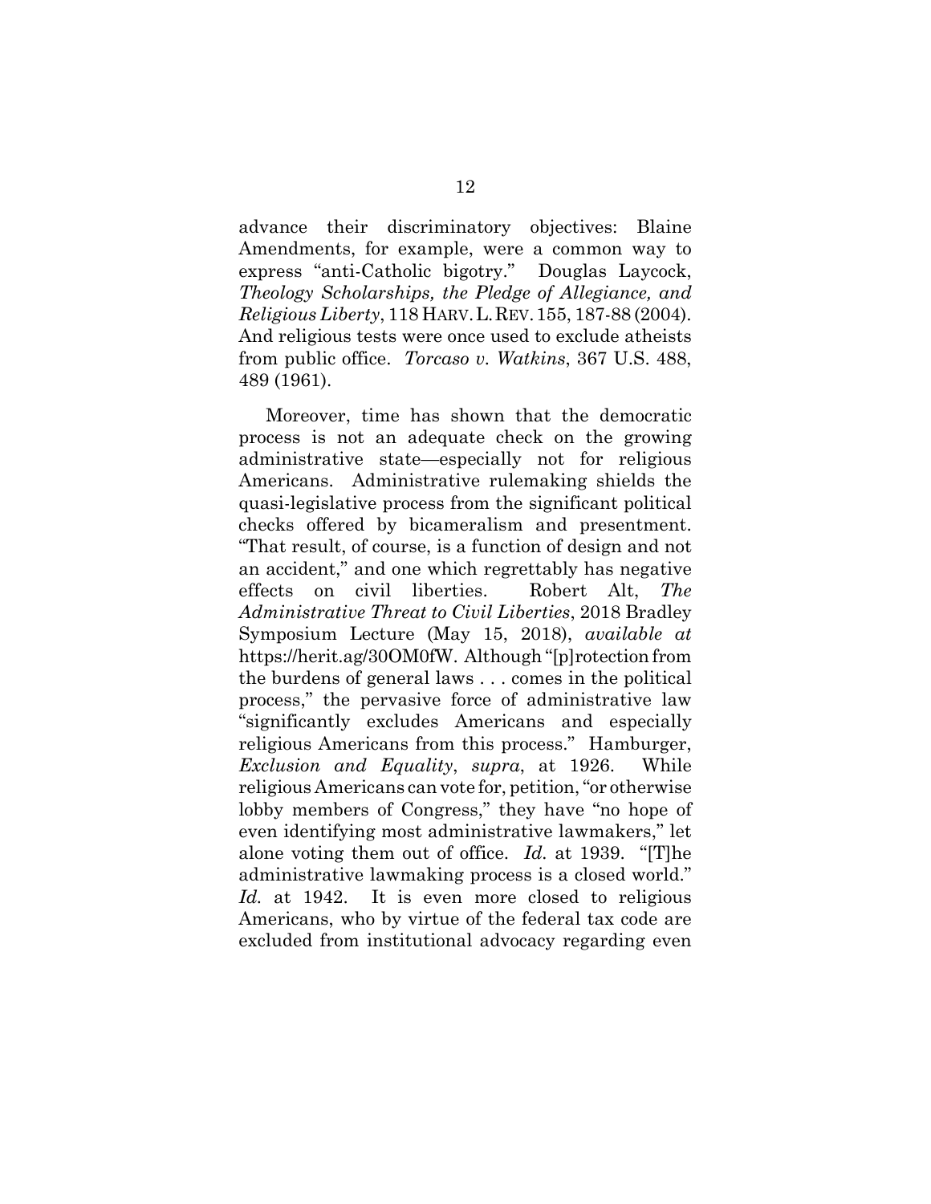advance their discriminatory objectives: Blaine Amendments, for example, were a common way to express "anti-Catholic bigotry." Douglas Laycock, *Theology Scholarships, the Pledge of Allegiance, and Religious Liberty*, 118 HARV. L. REV. 155, 187-88 (2004). And religious tests were once used to exclude atheists from public office. *Torcaso v. Watkins*, 367 U.S. 488, 489 (1961).

Moreover, time has shown that the democratic process is not an adequate check on the growing administrative state—especially not for religious Americans. Administrative rulemaking shields the quasi-legislative process from the significant political checks offered by bicameralism and presentment. "That result, of course, is a function of design and not an accident," and one which regrettably has negative effects on civil liberties. Robert Alt, *The Administrative Threat to Civil Liberties*, 2018 Bradley Symposium Lecture (May 15, 2018), *available at* https://herit.ag/30OM0fW. Although "[p]rotection from the burdens of general laws . . . comes in the political process," the pervasive force of administrative law "significantly excludes Americans and especially religious Americans from this process." Hamburger, *Exclusion and Equality*, *supra*, at 1926. While religious Americans can vote for, petition, "or otherwise lobby members of Congress," they have "no hope of even identifying most administrative lawmakers," let alone voting them out of office. *Id.* at 1939. "[T]he administrative lawmaking process is a closed world." *Id.* at 1942. It is even more closed to religious Americans, who by virtue of the federal tax code are excluded from institutional advocacy regarding even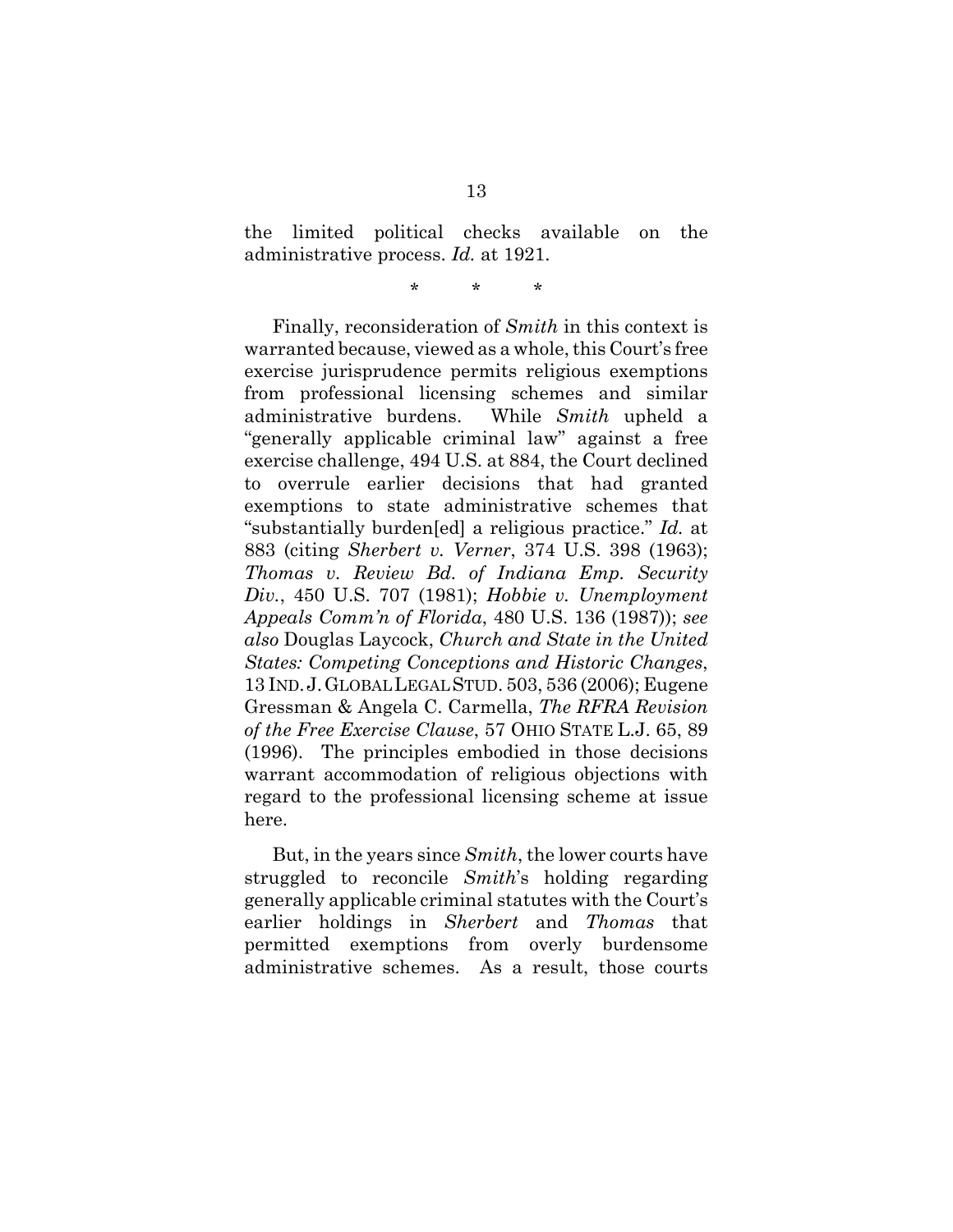the limited political checks available on the administrative process. *Id.* at 1921.

\* \* \*

Finally, reconsideration of *Smith* in this context is warranted because, viewed as a whole, this Court's free exercise jurisprudence permits religious exemptions from professional licensing schemes and similar administrative burdens. While *Smith* upheld a "generally applicable criminal law" against a free exercise challenge, 494 U.S. at 884, the Court declined to overrule earlier decisions that had granted exemptions to state administrative schemes that "substantially burden[ed] a religious practice." *Id.* at 883 (citing *Sherbert v. Verner*, 374 U.S. 398 (1963); *Thomas v. Review Bd. of Indiana Emp. Security Div.*, 450 U.S. 707 (1981); *Hobbie v. Unemployment Appeals Comm'n of Florida*, 480 U.S. 136 (1987)); *see also* Douglas Laycock, *Church and State in the United States: Competing Conceptions and Historic Changes*, 13 IND. J. GLOBAL LEGAL STUD. 503, 536 (2006); Eugene Gressman & Angela C. Carmella, *The RFRA Revision of the Free Exercise Clause*, 57 OHIO STATE L.J. 65, 89 (1996). The principles embodied in those decisions warrant accommodation of religious objections with regard to the professional licensing scheme at issue here.

But, in the years since *Smith*, the lower courts have struggled to reconcile *Smith*'s holding regarding generally applicable criminal statutes with the Court's earlier holdings in *Sherbert* and *Thomas* that permitted exemptions from overly burdensome administrative schemes. As a result, those courts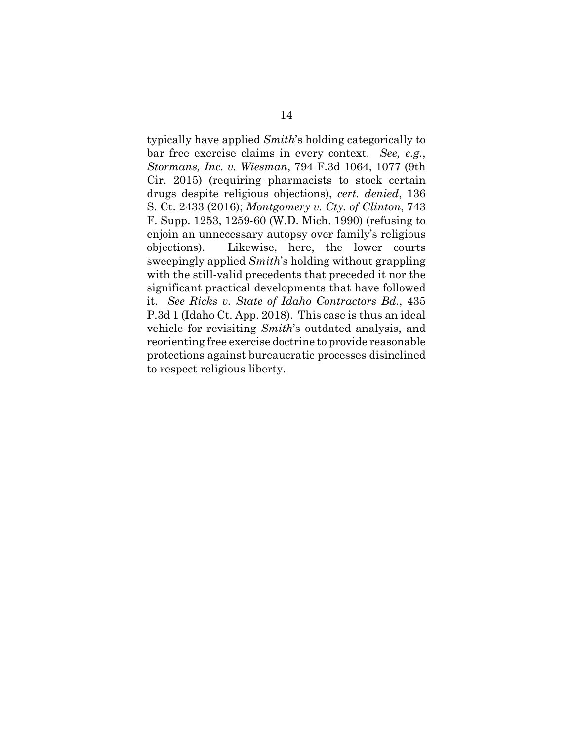typically have applied *Smith*'s holding categorically to bar free exercise claims in every context. *See, e.g.*, *Stormans, Inc. v. Wiesman*, 794 F.3d 1064, 1077 (9th Cir. 2015) (requiring pharmacists to stock certain drugs despite religious objections), *cert. denied*, 136 S. Ct. 2433 (2016); *Montgomery v. Cty. of Clinton*, 743 F. Supp. 1253, 1259-60 (W.D. Mich. 1990) (refusing to enjoin an unnecessary autopsy over family's religious objections). Likewise, here, the lower courts sweepingly applied *Smith*'s holding without grappling with the still-valid precedents that preceded it nor the significant practical developments that have followed it. *See Ricks v. State of Idaho Contractors Bd.*, 435 P.3d 1 (Idaho Ct. App. 2018). This case is thus an ideal vehicle for revisiting *Smith*'s outdated analysis, and reorienting free exercise doctrine to provide reasonable protections against bureaucratic processes disinclined to respect religious liberty.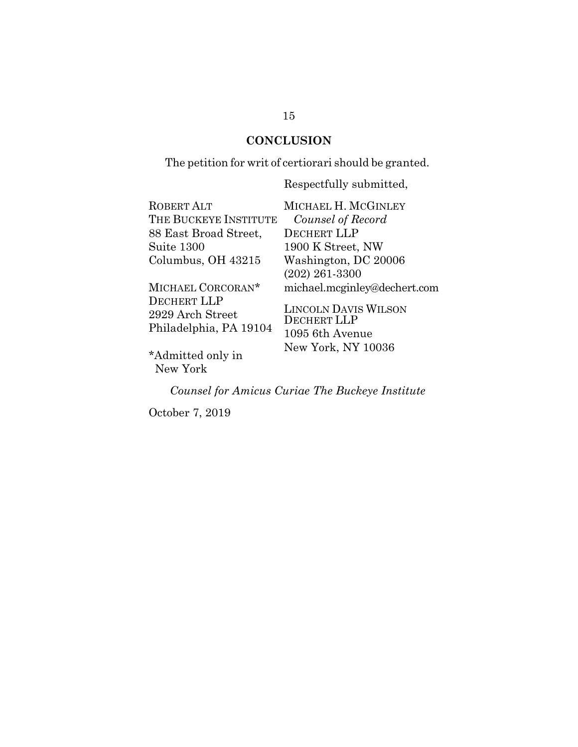## CONCLUSION

The petition for writ of certiorari should be granted.

Respectfully submitted,

ROBERT ALT
THE BUCKEYE INSTITUTE
88 East Broad Street,
Suite 1300
Columbus, OH 43215

MICHAEL CORCORAN*
DECHERT LLP
2929 Arch Street
Philadelphia, PA 19104

*Admitted only in
New York

MICHAEL H. MCGINLEY
*Counsel of Record*
DECHERT LLP
1900 K Street, NW
Washington, DC 20006
(202) 261-3300
michael.mcginley@dechert.com

LINCOLN DAVIS WILSON
DECHERT LLP
1095 6th Avenue
New York, NY 10036

*Counsel for Amicus Curiae The Buckeye Institute*

October 7, 2019